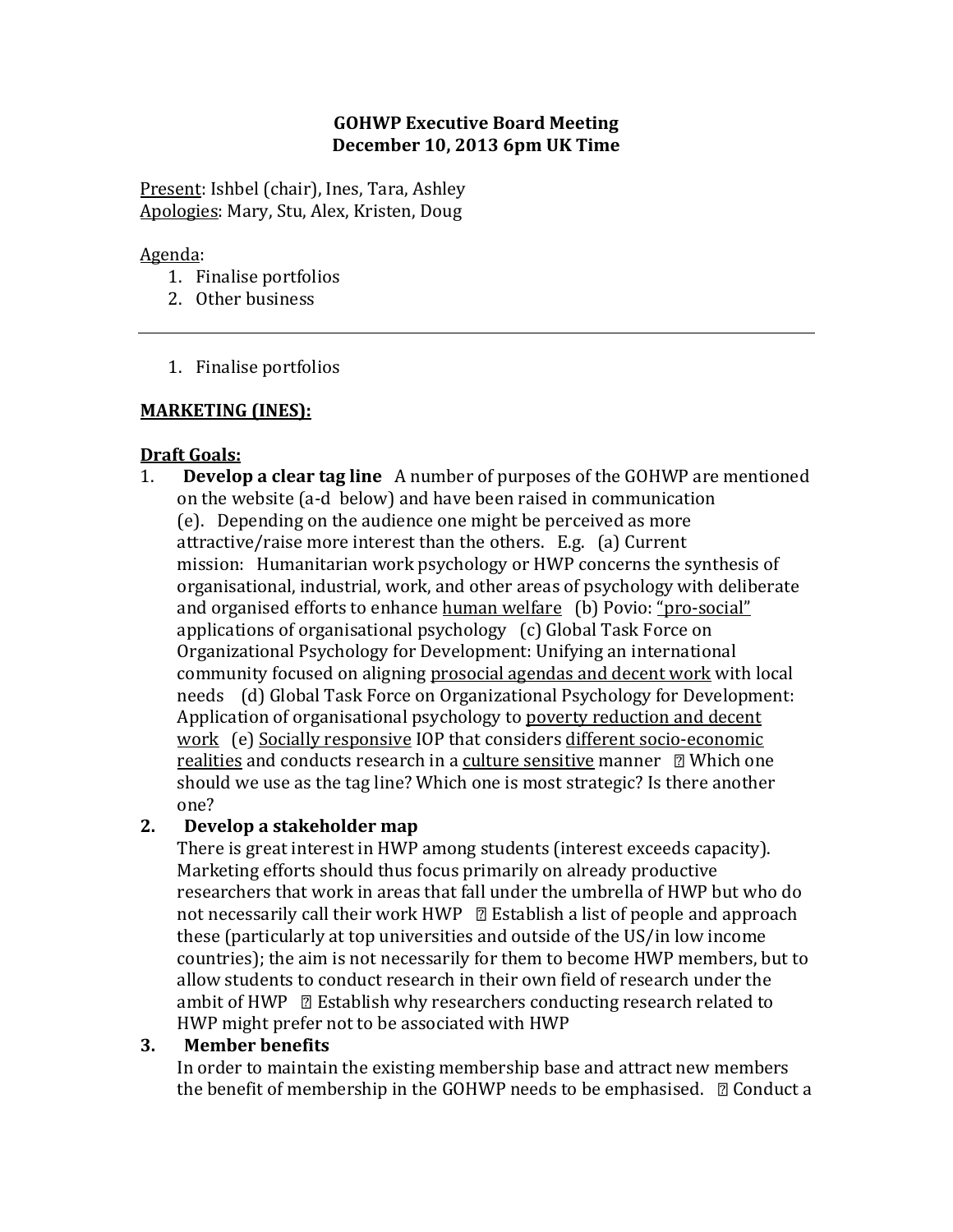**GOHWP Executive Board Meeting**
**December 10, 2013 6pm UK Time**

Present: Ishbel (chair), Ines, Tara, Ashley
Apologies: Mary, Stu, Alex, Kristen, Doug

Agenda:

1. Finalise portfolios
2. Other business

---

1. Finalise portfolios

**MARKETING (INES):**

**Draft Goals:**

1. **Develop a clear tag line** A number of purposes of the GOHWP are mentioned on the website (a-d below) and have been raised in communication (e). Depending on the audience one might be perceived as more attractive/raise more interest than the others. E.g. (a) Current mission: Humanitarian work psychology or HWP concerns the synthesis of organisational, industrial, work, and other areas of psychology with deliberate and organised efforts to enhance human welfare (b) Povio: "pro-social" applications of organisational psychology (c) Global Task Force on Organizational Psychology for Development: Unifying an international community focused on aligning prosocial agendas and decent work with local needs (d) Global Task Force on Organizational Psychology for Development: Application of organisational psychology to poverty reduction and decent work (e) Socially responsive IOP that considers different socio-economic realities and conducts research in a culture sensitive manner  Which one should we use as the tag line? Which one is most strategic? Is there another one?
2. **Develop a stakeholder map**
   There is great interest in HWP among students (interest exceeds capacity). Marketing efforts should thus focus primarily on already productive researchers that work in areas that fall under the umbrella of HWP but who do not necessarily call their work HWP  Establish a list of people and approach these (particularly at top universities and outside of the US/in low income countries); the aim is not necessarily for them to become HWP members, but to allow students to conduct research in their own field of research under the ambit of HWP  Establish why researchers conducting research related to HWP might prefer not to be associated with HWP
3. **Member benefits**
   In order to maintain the existing membership base and attract new members the benefit of membership in the GOHWP needs to be emphasised.  Conduct a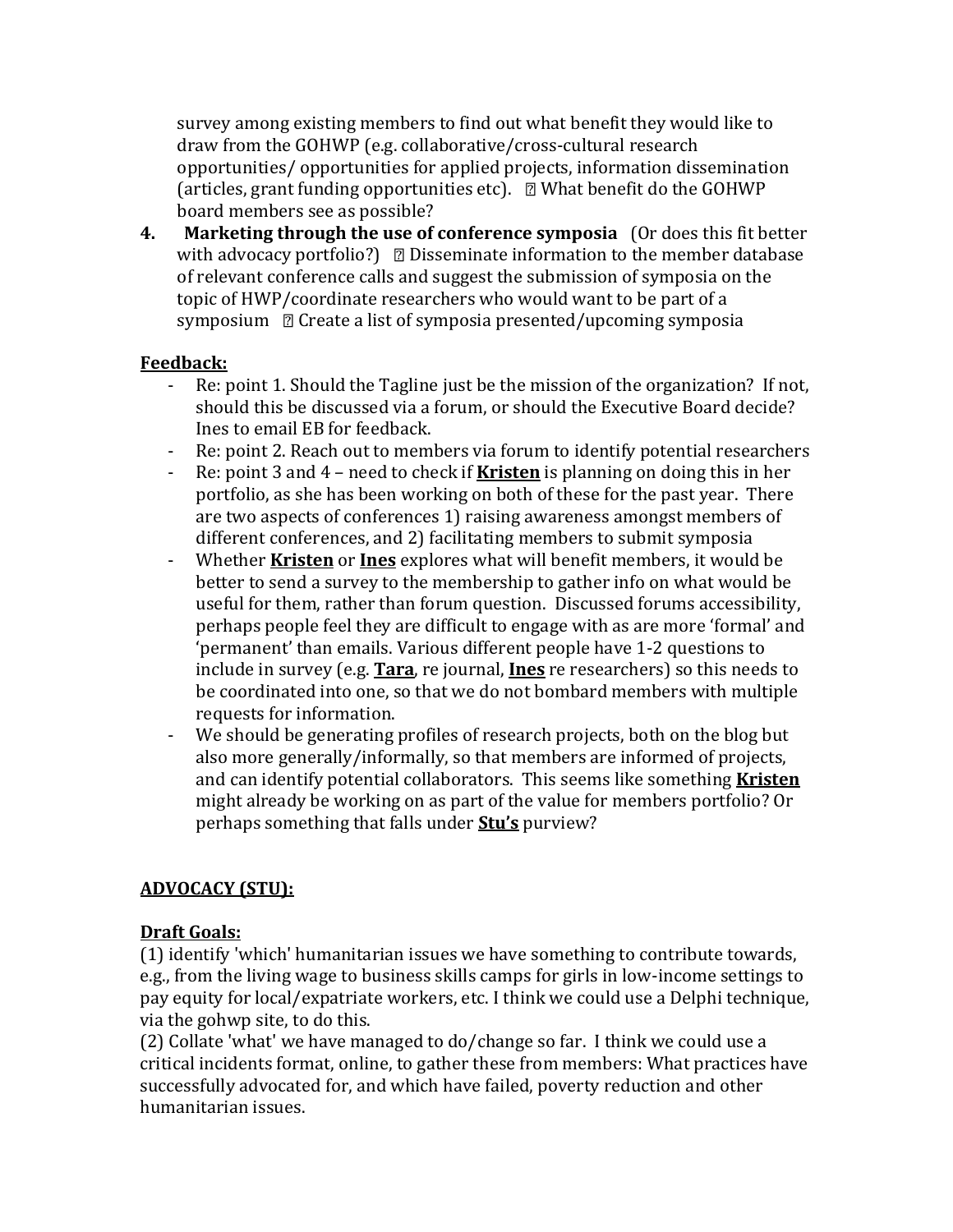survey among existing members to find out what benefit they would like to draw from the GOHWP (e.g. collaborative/cross-cultural research opportunities/ opportunities for applied projects, information dissemination (articles, grant funding opportunities etc).  What benefit do the GOHWP board members see as possible?

4. **Marketing through the use of conference symposia** (Or does this fit better with advocacy portfolio?)  Disseminate information to the member database of relevant conference calls and suggest the submission of symposia on the topic of HWP/coordinate researchers who would want to be part of a symposium  Create a list of symposia presented/upcoming symposia

**<u>Feedback:</u>**

- Re: point 1. Should the Tagline just be the mission of the organization? If not, should this be discussed via a forum, or should the Executive Board decide? Ines to email EB for feedback.
- Re: point 2. Reach out to members via forum to identify potential researchers
- Re: point 3 and 4 – need to check if **<u>Kristen</u>** is planning on doing this in her portfolio, as she has been working on both of these for the past year. There are two aspects of conferences 1) raising awareness amongst members of different conferences, and 2) facilitating members to submit symposia
- Whether **<u>Kristen</u>** or **<u>Ines</u>** explores what will benefit members, it would be better to send a survey to the membership to gather info on what would be useful for them, rather than forum question. Discussed forums accessibility, perhaps people feel they are difficult to engage with as are more 'formal' and 'permanent' than emails. Various different people have 1-2 questions to include in survey (e.g. **<u>Tara</u>**, re journal, **<u>Ines</u>** re researchers) so this needs to be coordinated into one, so that we do not bombard members with multiple requests for information.
- We should be generating profiles of research projects, both on the blog but also more generally/informally, so that members are informed of projects, and can identify potential collaborators. This seems like something **<u>Kristen</u>** might already be working on as part of the value for members portfolio? Or perhaps something that falls under **<u>Stu's</u>** purview?

**<u>ADVOCACY (STU):</u>**

**<u>Draft Goals:</u>**

(1) identify 'which' humanitarian issues we have something to contribute towards, e.g., from the living wage to business skills camps for girls in low-income settings to pay equity for local/expatriate workers, etc. I think we could use a Delphi technique, via the gohwp site, to do this.

(2) Collate 'what' we have managed to do/change so far. I think we could use a critical incidents format, online, to gather these from members: What practices have successfully advocated for, and which have failed, poverty reduction and other humanitarian issues.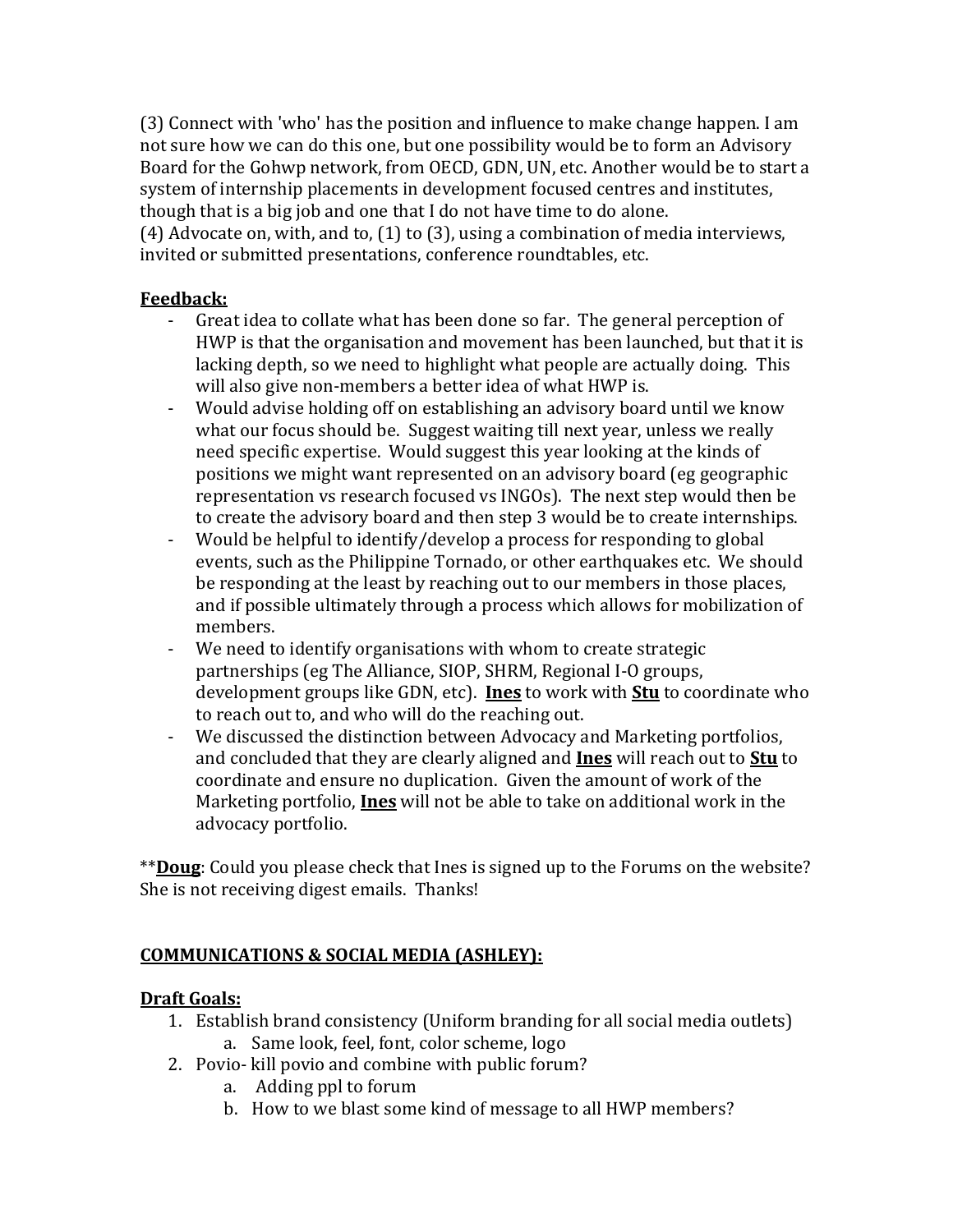(3) Connect with 'who' has the position and influence to make change happen. I am not sure how we can do this one, but one possibility would be to form an Advisory Board for the Gohwp network, from OECD, GDN, UN, etc. Another would be to start a system of internship placements in development focused centres and institutes, though that is a big job and one that I do not have time to do alone.
(4) Advocate on, with, and to, (1) to (3), using a combination of media interviews, invited or submitted presentations, conference roundtables, etc.

**Feedback:**

- Great idea to collate what has been done so far. The general perception of HWP is that the organisation and movement has been launched, but that it is lacking depth, so we need to highlight what people are actually doing. This will also give non-members a better idea of what HWP is.
- Would advise holding off on establishing an advisory board until we know what our focus should be. Suggest waiting till next year, unless we really need specific expertise. Would suggest this year looking at the kinds of positions we might want represented on an advisory board (eg geographic representation vs research focused vs INGOs). The next step would then be to create the advisory board and then step 3 would be to create internships.
- Would be helpful to identify/develop a process for responding to global events, such as the Philippine Tornado, or other earthquakes etc. We should be responding at the least by reaching out to our members in those places, and if possible ultimately through a process which allows for mobilization of members.
- We need to identify organisations with whom to create strategic partnerships (eg The Alliance, SIOP, SHRM, Regional I-O groups, development groups like GDN, etc). **Ines** to work with **Stu** to coordinate who to reach out to, and who will do the reaching out.
- We discussed the distinction between Advocacy and Marketing portfolios, and concluded that they are clearly aligned and **Ines** will reach out to **Stu** to coordinate and ensure no duplication. Given the amount of work of the Marketing portfolio, **Ines** will not be able to take on additional work in the advocacy portfolio.

**Doug**: Could you please check that Ines is signed up to the Forums on the website? She is not receiving digest emails. Thanks!

**COMMUNICATIONS & SOCIAL MEDIA (ASHLEY):**

**Draft Goals:**

1. Establish brand consistency (Uniform branding for all social media outlets)
    a. Same look, feel, font, color scheme, logo
2. Povio- kill povio and combine with public forum?
    a. Adding ppl to forum
    b. How to we blast some kind of message to all HWP members?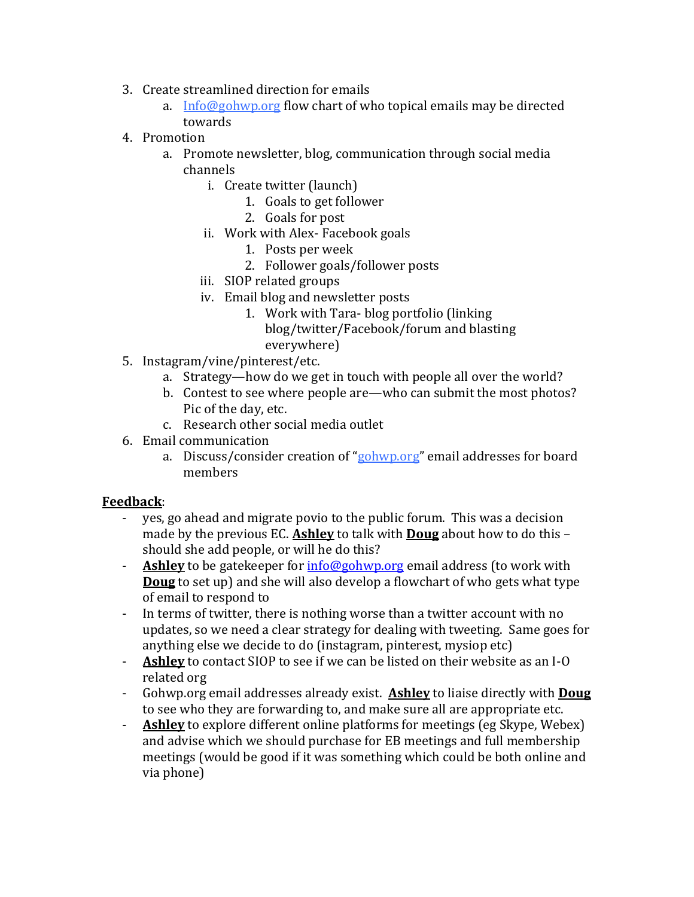3. Create streamlined direction for emails
    a. Info@gohwp.org flow chart of who topical emails may be directed towards
4. Promotion
    a. Promote newsletter, blog, communication through social media channels
        i. Create twitter (launch)
            1. Goals to get follower
            2. Goals for post
        ii. Work with Alex- Facebook goals
            1. Posts per week
            2. Follower goals/follower posts
        iii. SIOP related groups
        iv. Email blog and newsletter posts
            1. Work with Tara- blog portfolio (linking blog/twitter/Facebook/forum and blasting everywhere)
5. Instagram/vine/pinterest/etc.
    a. Strategy—how do we get in touch with people all over the world?
    b. Contest to see where people are—who can submit the most photos? Pic of the day, etc.
    c. Research other social media outlet
6. Email communication
    a. Discuss/consider creation of "gohwp.org" email addresses for board members

**Feedback**:

- yes, go ahead and migrate povio to the public forum. This was a decision made by the previous EC. **Ashley** to talk with **Doug** about how to do this – should she add people, or will he do this?
- **Ashley** to be gatekeeper for info@gohwp.org email address (to work with **Doug** to set up) and she will also develop a flowchart of who gets what type of email to respond to
- In terms of twitter, there is nothing worse than a twitter account with no updates, so we need a clear strategy for dealing with tweeting. Same goes for anything else we decide to do (instagram, pinterest, mysiop etc)
- **Ashley** to contact SIOP to see if we can be listed on their website as an I-O related org
- Gohwp.org email addresses already exist. **Ashley** to liaise directly with **Doug** to see who they are forwarding to, and make sure all are appropriate etc.
- **Ashley** to explore different online platforms for meetings (eg Skype, Webex) and advise which we should purchase for EB meetings and full membership meetings (would be good if it was something which could be both online and via phone)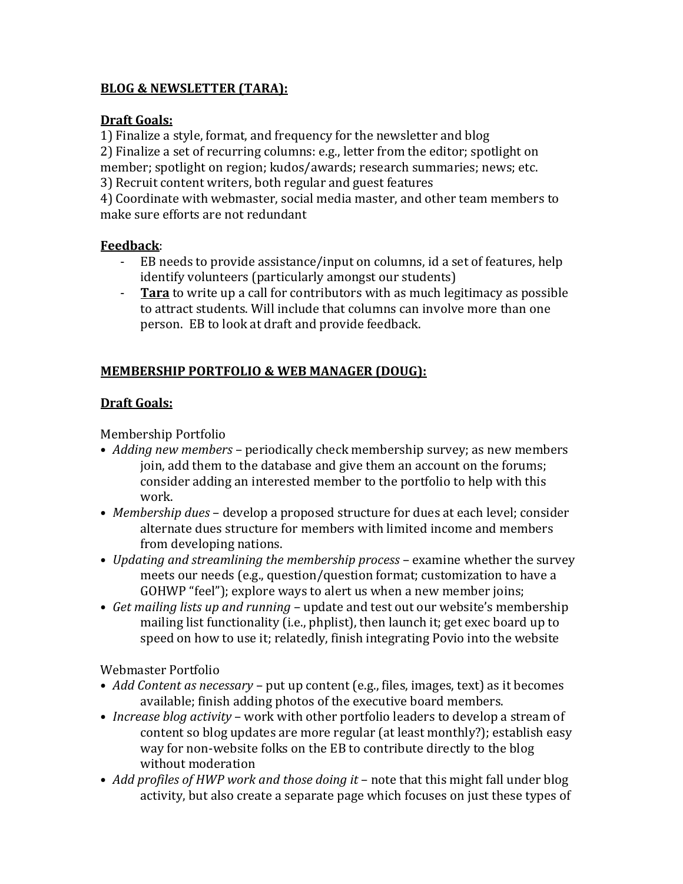**BLOG & NEWSLETTER (TARA):**

**Draft Goals:**

1) Finalize a style, format, and frequency for the newsletter and blog
2) Finalize a set of recurring columns: e.g., letter from the editor; spotlight on member; spotlight on region; kudos/awards; research summaries; news; etc.
3) Recruit content writers, both regular and guest features
4) Coordinate with webmaster, social media master, and other team members to make sure efforts are not redundant

**Feedback**:

- EB needs to provide assistance/input on columns, id a set of features, help identify volunteers (particularly amongst our students)
- **Tara** to write up a call for contributors with as much legitimacy as possible to attract students. Will include that columns can involve more than one person. EB to look at draft and provide feedback.

**MEMBERSHIP PORTFOLIO & WEB MANAGER (DOUG):**

**Draft Goals:**

Membership Portfolio

- *Adding new members* – periodically check membership survey; as new members join, add them to the database and give them an account on the forums; consider adding an interested member to the portfolio to help with this work.
- *Membership dues* – develop a proposed structure for dues at each level; consider alternate dues structure for members with limited income and members from developing nations.
- *Updating and streamlining the membership process* – examine whether the survey meets our needs (e.g., question/question format; customization to have a GOHWP "feel"); explore ways to alert us when a new member joins;
- *Get mailing lists up and running* – update and test out our website's membership mailing list functionality (i.e., phplist), then launch it; get exec board up to speed on how to use it; relatedly, finish integrating Povio into the website

Webmaster Portfolio

- *Add Content as necessary* – put up content (e.g., files, images, text) as it becomes available; finish adding photos of the executive board members.
- *Increase blog activity* – work with other portfolio leaders to develop a stream of content so blog updates are more regular (at least monthly?); establish easy way for non-website folks on the EB to contribute directly to the blog without moderation
- *Add profiles of HWP work and those doing it* – note that this might fall under blog activity, but also create a separate page which focuses on just these types of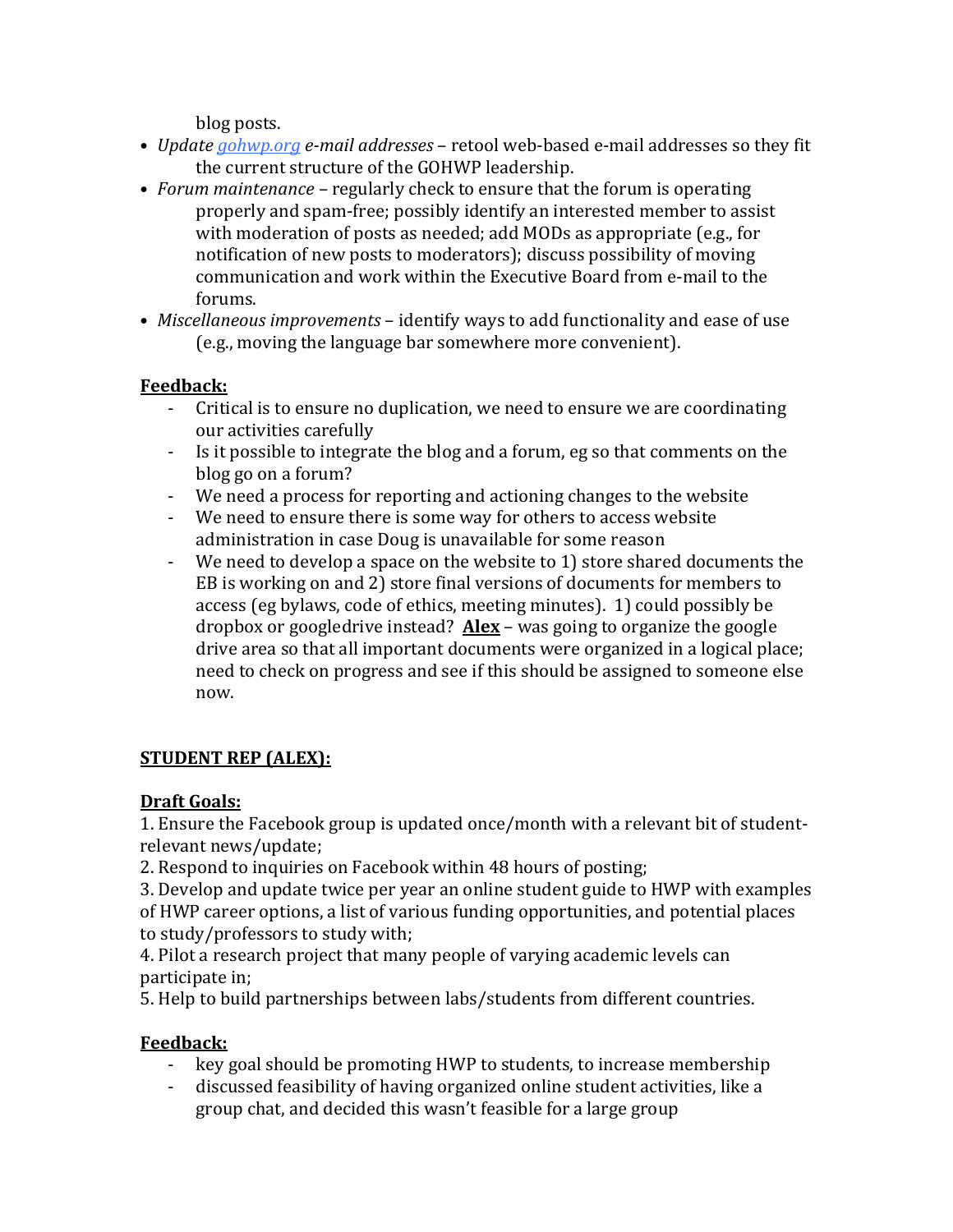blog posts.

- *Update [gohwp.org](gohwp.org) e-mail addresses* – retool web-based e-mail addresses so they fit the current structure of the GOHWP leadership.
- *Forum maintenance* – regularly check to ensure that the forum is operating properly and spam-free; possibly identify an interested member to assist with moderation of posts as needed; add MODs as appropriate (e.g., for notification of new posts to moderators); discuss possibility of moving communication and work within the Executive Board from e-mail to the forums.
- *Miscellaneous improvements* – identify ways to add functionality and ease of use (e.g., moving the language bar somewhere more convenient).

**<u>Feedback:</u>**

- Critical is to ensure no duplication, we need to ensure we are coordinating our activities carefully
- Is it possible to integrate the blog and a forum, eg so that comments on the blog go on a forum?
- We need a process for reporting and actioning changes to the website
- We need to ensure there is some way for others to access website administration in case Doug is unavailable for some reason
- We need to develop a space on the website to 1) store shared documents the EB is working on and 2) store final versions of documents for members to access (eg bylaws, code of ethics, meeting minutes). 1) could possibly be dropbox or googledrive instead? **<u>Alex</u>** – was going to organize the google drive area so that all important documents were organized in a logical place; need to check on progress and see if this should be assigned to someone else now.

**<u>STUDENT REP (ALEX):</u>**

**<u>Draft Goals:</u>**

1. Ensure the Facebook group is updated once/month with a relevant bit of student-relevant news/update;
2. Respond to inquiries on Facebook within 48 hours of posting;
3. Develop and update twice per year an online student guide to HWP with examples of HWP career options, a list of various funding opportunities, and potential places to study/professors to study with;
4. Pilot a research project that many people of varying academic levels can participate in;
5. Help to build partnerships between labs/students from different countries.

**<u>Feedback:</u>**

- key goal should be promoting HWP to students, to increase membership
- discussed feasibility of having organized online student activities, like a group chat, and decided this wasn't feasible for a large group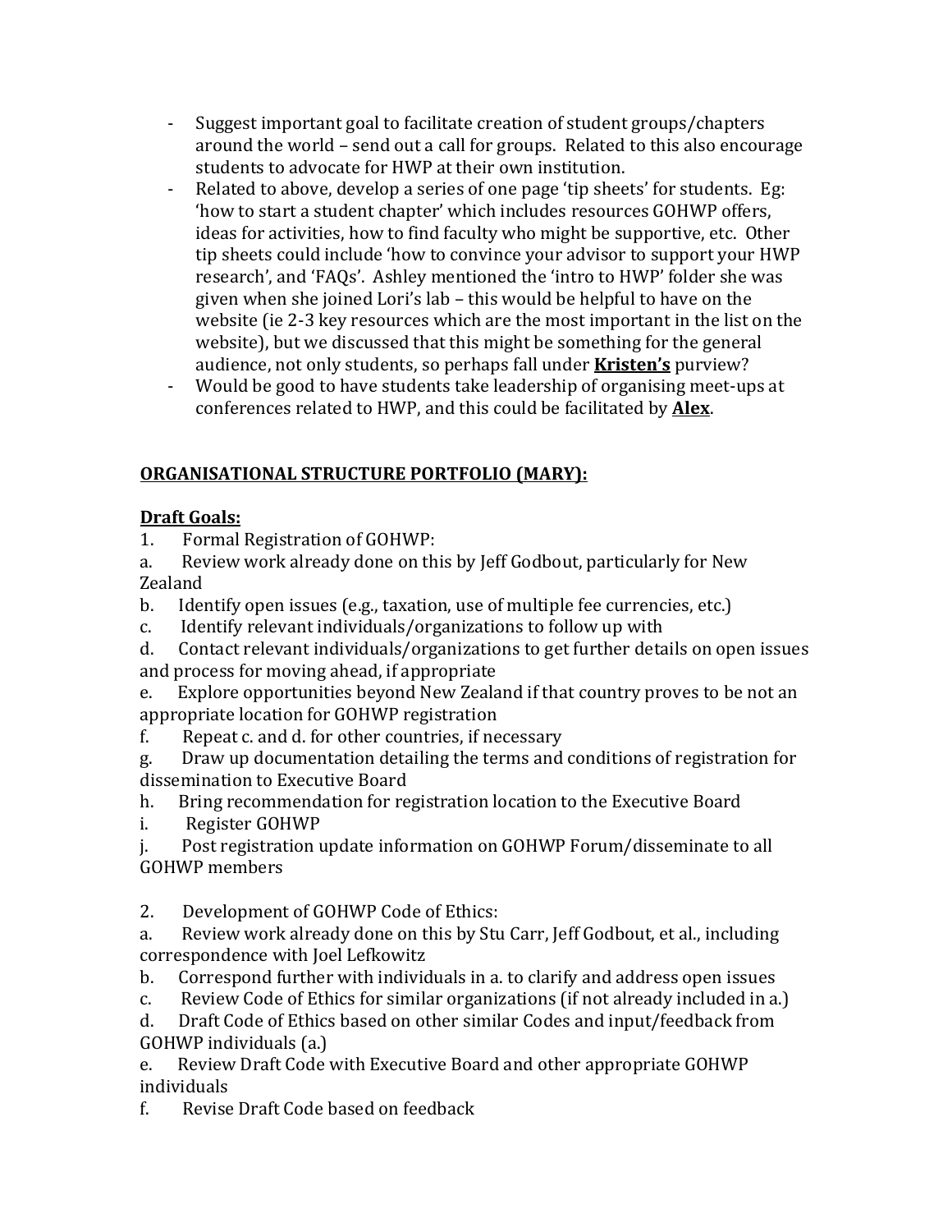- Suggest important goal to facilitate creation of student groups/chapters around the world – send out a call for groups. Related to this also encourage students to advocate for HWP at their own institution.
- Related to above, develop a series of one page 'tip sheets' for students. Eg: 'how to start a student chapter' which includes resources GOHWP offers, ideas for activities, how to find faculty who might be supportive, etc. Other tip sheets could include 'how to convince your advisor to support your HWP research', and 'FAQs'. Ashley mentioned the 'intro to HWP' folder she was given when she joined Lori's lab – this would be helpful to have on the website (ie 2-3 key resources which are the most important in the list on the website), but we discussed that this might be something for the general audience, not only students, so perhaps fall under <u>**Kristen's**</u> purview?
- Would be good to have students take leadership of organising meet-ups at conferences related to HWP, and this could be facilitated by <u>**Alex**</u>.

<u>**ORGANISATIONAL STRUCTURE PORTFOLIO (MARY):**</u>

<u>**Draft Goals:**</u>

1. Formal Registration of GOHWP:

a. Review work already done on this by Jeff Godbout, particularly for New Zealand

b. Identify open issues (e.g., taxation, use of multiple fee currencies, etc.)

c. Identify relevant individuals/organizations to follow up with

d. Contact relevant individuals/organizations to get further details on open issues and process for moving ahead, if appropriate

e. Explore opportunities beyond New Zealand if that country proves to be not an appropriate location for GOHWP registration

f. Repeat c. and d. for other countries, if necessary

g. Draw up documentation detailing the terms and conditions of registration for dissemination to Executive Board

h. Bring recommendation for registration location to the Executive Board

i. Register GOHWP

j. Post registration update information on GOHWP Forum/disseminate to all GOHWP members

2. Development of GOHWP Code of Ethics:

a. Review work already done on this by Stu Carr, Jeff Godbout, et al., including correspondence with Joel Lefkowitz

b. Correspond further with individuals in a. to clarify and address open issues

c. Review Code of Ethics for similar organizations (if not already included in a.)

d. Draft Code of Ethics based on other similar Codes and input/feedback from GOHWP individuals (a.)

e. Review Draft Code with Executive Board and other appropriate GOHWP individuals

f. Revise Draft Code based on feedback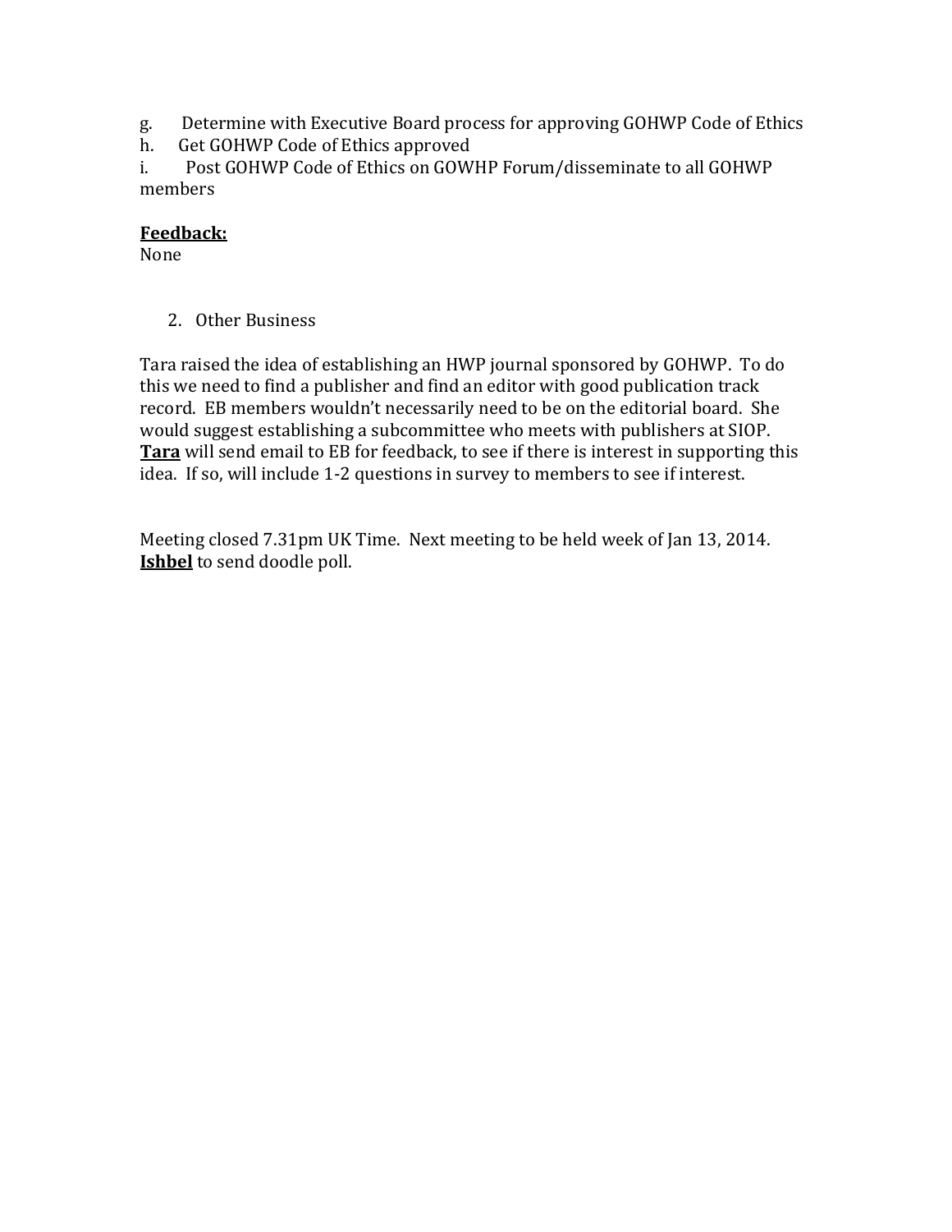g. Determine with Executive Board process for approving GOHWP Code of Ethics
h. Get GOHWP Code of Ethics approved
i. Post GOHWP Code of Ethics on GOWHP Forum/disseminate to all GOHWP members

**Feedback:**
None

2. Other Business

Tara raised the idea of establishing an HWP journal sponsored by GOHWP. To do this we need to find a publisher and find an editor with good publication track record. EB members wouldn't necessarily need to be on the editorial board. She would suggest establishing a subcommittee who meets with publishers at SIOP. **Tara** will send email to EB for feedback, to see if there is interest in supporting this idea. If so, will include 1-2 questions in survey to members to see if interest.

Meeting closed 7.31pm UK Time. Next meeting to be held week of Jan 13, 2014. **Ishbel** to send doodle poll.